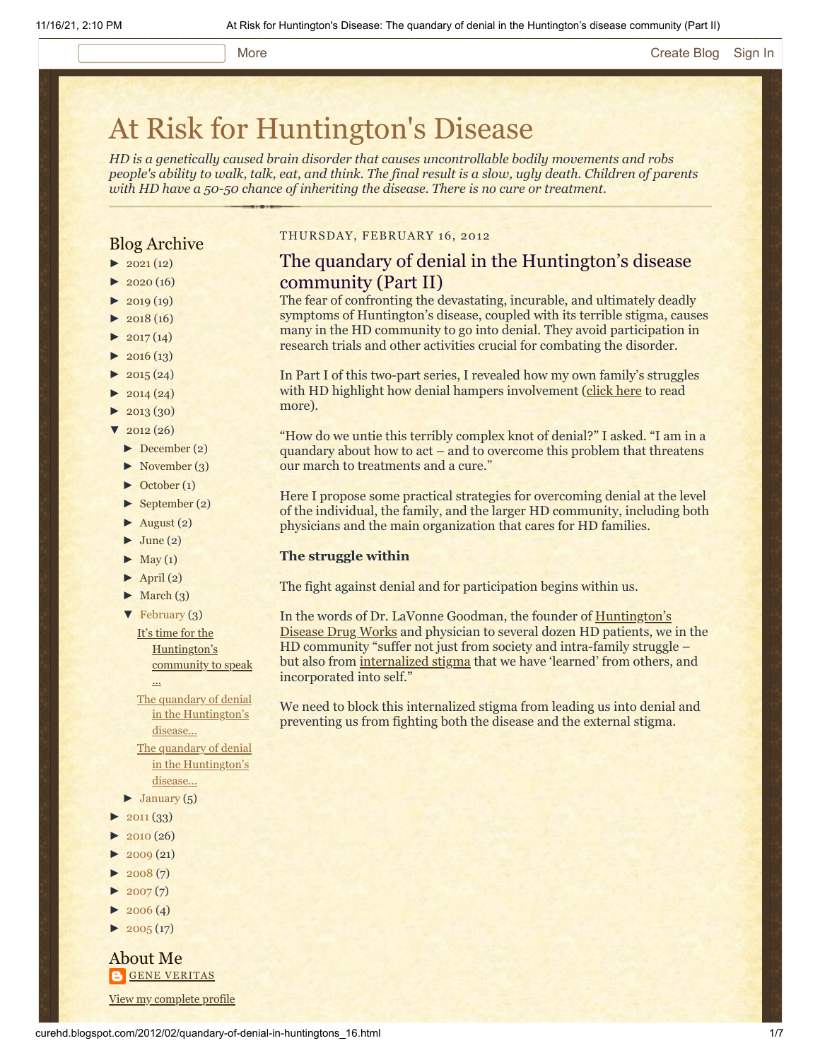# At Risk for Huntington's Disease

*HD is a genetically caused brain disorder that causes uncontrollable bodily movements and robs people's ability to walk, talk, eat, and think. The final result is a slow, ugly death. Children of parents with HD have a 50-50 chance of inheriting the disease. There is no cure or treatment.*

## Blog Archive

- ► 2021 (12)
- ► 2020 (16)
- ► 2019 (19)
- ► 2018 (16)
- ► 2017 (14)
- ► 2016 (13)
- ► 2015 (24)
- ► 2014 (24)
- ► 2013 (30)
- ▼ 2012 (26)
  - ► December (2)
  - ► November (3)
  - ► October (1)
  - ► September (2)
  - ► August (2)
  - ► June (2)
  - ► May (1)
  - ► April (2)
  - ► March (3)
  - ▼ February (3)
    - It's time for the Huntington's community to speak ...
    - The quandary of denial in the Huntington's disease...
    - The quandary of denial in the Huntington's disease...
  - ► January (5)
- ► 2011 (33)
- ► 2010 (26)
- ► 2009 (21)
- ► 2008 (7)
- ► 2007 (7)
- ► 2006 (4)
- ► 2005 (17)

## About Me

GENE VERITAS

View my complete profile

THURSDAY, FEBRUARY 16, 2012

## The quandary of denial in the Huntington's disease community (Part II)

The fear of confronting the devastating, incurable, and ultimately deadly symptoms of Huntington's disease, coupled with its terrible stigma, causes many in the HD community to go into denial. They avoid participation in research trials and other activities crucial for combating the disorder.

In Part I of this two-part series, I revealed how my own family's struggles with HD highlight how denial hampers involvement (click here to read more).

"How do we untie this terribly complex knot of denial?" I asked. "I am in a quandary about how to act – and to overcome this problem that threatens our march to treatments and a cure."

Here I propose some practical strategies for overcoming denial at the level of the individual, the family, and the larger HD community, including both physicians and the main organization that cares for HD families.

**The struggle within**

The fight against denial and for participation begins within us.

In the words of Dr. LaVonne Goodman, the founder of Huntington's Disease Drug Works and physician to several dozen HD patients, we in the HD community "suffer not just from society and intra-family struggle – but also from internalized stigma that we have 'learned' from others, and incorporated into self."

We need to block this internalized stigma from leading us into denial and preventing us from fighting both the disease and the external stigma.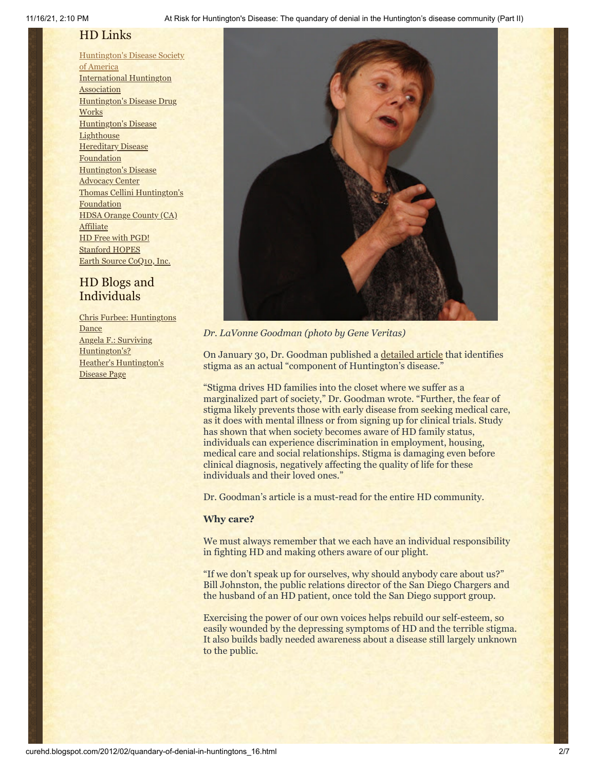## HD Links

[Huntington's Disease Society of America](#)
[International Huntington Association](#)
[Huntington's Disease Drug Works](#)
[Huntington's Disease Lighthouse](#)
[Hereditary Disease Foundation](#)
[Huntington's Disease Advocacy Center](#)
[Thomas Cellini Huntington's Foundation](#)
[HDSA Orange County (CA) Affiliate](#)
[HD Free with PGD!](#)
[Stanford HOPES](#)
[Earth Source CoQ10, Inc.](#)

## HD Blogs and Individuals

[Chris Furbee: Huntingtons Dance](#)
[Angela F.: Surviving Huntington's?](#)
[Heather's Huntington's Disease Page](#)

*Dr. LaVonne Goodman (photo by Gene Veritas)*

On January 30, Dr. Goodman published a [detailed article](#) that identifies stigma as an actual "component of Huntington's disease."

"Stigma drives HD families into the closet where we suffer as a marginalized part of society," Dr. Goodman wrote. "Further, the fear of stigma likely prevents those with early disease from seeking medical care, as it does with mental illness or from signing up for clinical trials. Study has shown that when society becomes aware of HD family status, individuals can experience discrimination in employment, housing, medical care and social relationships. Stigma is damaging even before clinical diagnosis, negatively affecting the quality of life for these individuals and their loved ones."

Dr. Goodman's article is a must-read for the entire HD community.

**Why care?**

We must always remember that we each have an individual responsibility in fighting HD and making others aware of our plight.

"If we don't speak up for ourselves, why should anybody care about us?" Bill Johnston, the public relations director of the San Diego Chargers and the husband of an HD patient, once told the San Diego support group.

Exercising the power of our own voices helps rebuild our self-esteem, so easily wounded by the depressing symptoms of HD and the terrible stigma. It also builds badly needed awareness about a disease still largely unknown to the public.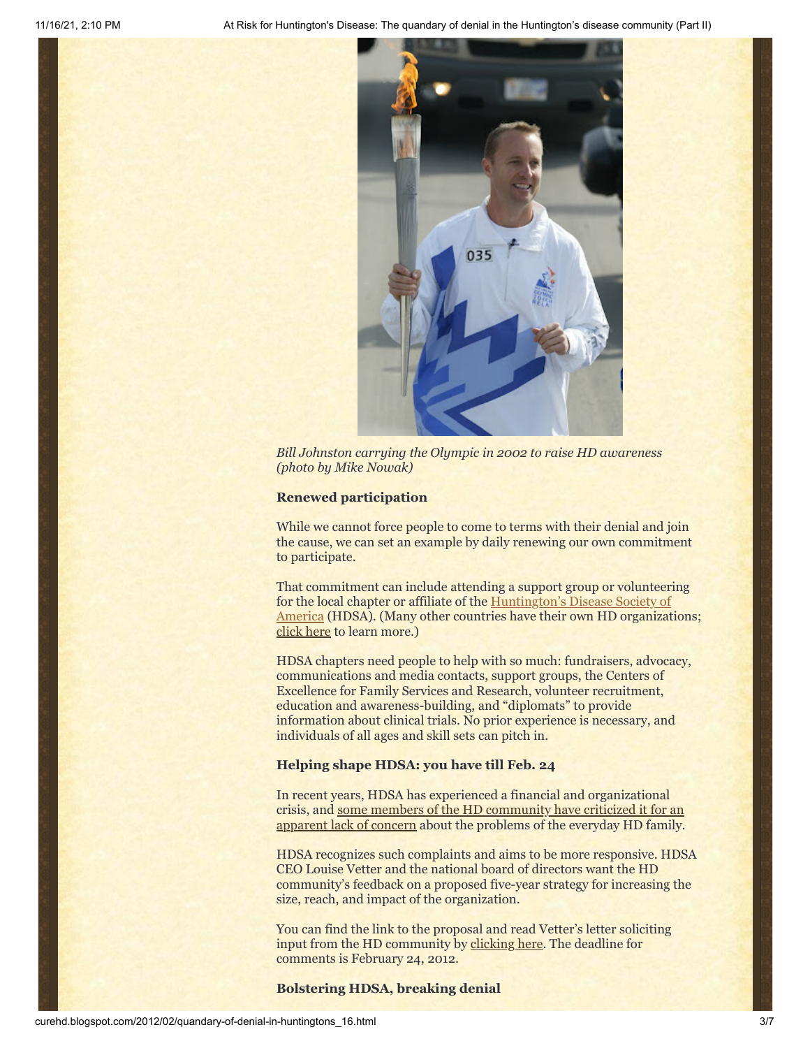*Bill Johnston carrying the Olympic in 2002 to raise HD awareness (photo by Mike Nowak)*

**Renewed participation**

While we cannot force people to come to terms with their denial and join the cause, we can set an example by daily renewing our own commitment to participate.

That commitment can include attending a support group or volunteering for the local chapter or affiliate of the Huntington's Disease Society of America (HDSA). (Many other countries have their own HD organizations; click here to learn more.)

HDSA chapters need people to help with so much: fundraisers, advocacy, communications and media contacts, support groups, the Centers of Excellence for Family Services and Research, volunteer recruitment, education and awareness-building, and "diplomats" to provide information about clinical trials. No prior experience is necessary, and individuals of all ages and skill sets can pitch in.

**Helping shape HDSA: you have till Feb. 24**

In recent years, HDSA has experienced a financial and organizational crisis, and some members of the HD community have criticized it for an apparent lack of concern about the problems of the everyday HD family.

HDSA recognizes such complaints and aims to be more responsive. HDSA CEO Louise Vetter and the national board of directors want the HD community's feedback on a proposed five-year strategy for increasing the size, reach, and impact of the organization.

You can find the link to the proposal and read Vetter's letter soliciting input from the HD community by clicking here. The deadline for comments is February 24, 2012.

**Bolstering HDSA, breaking denial**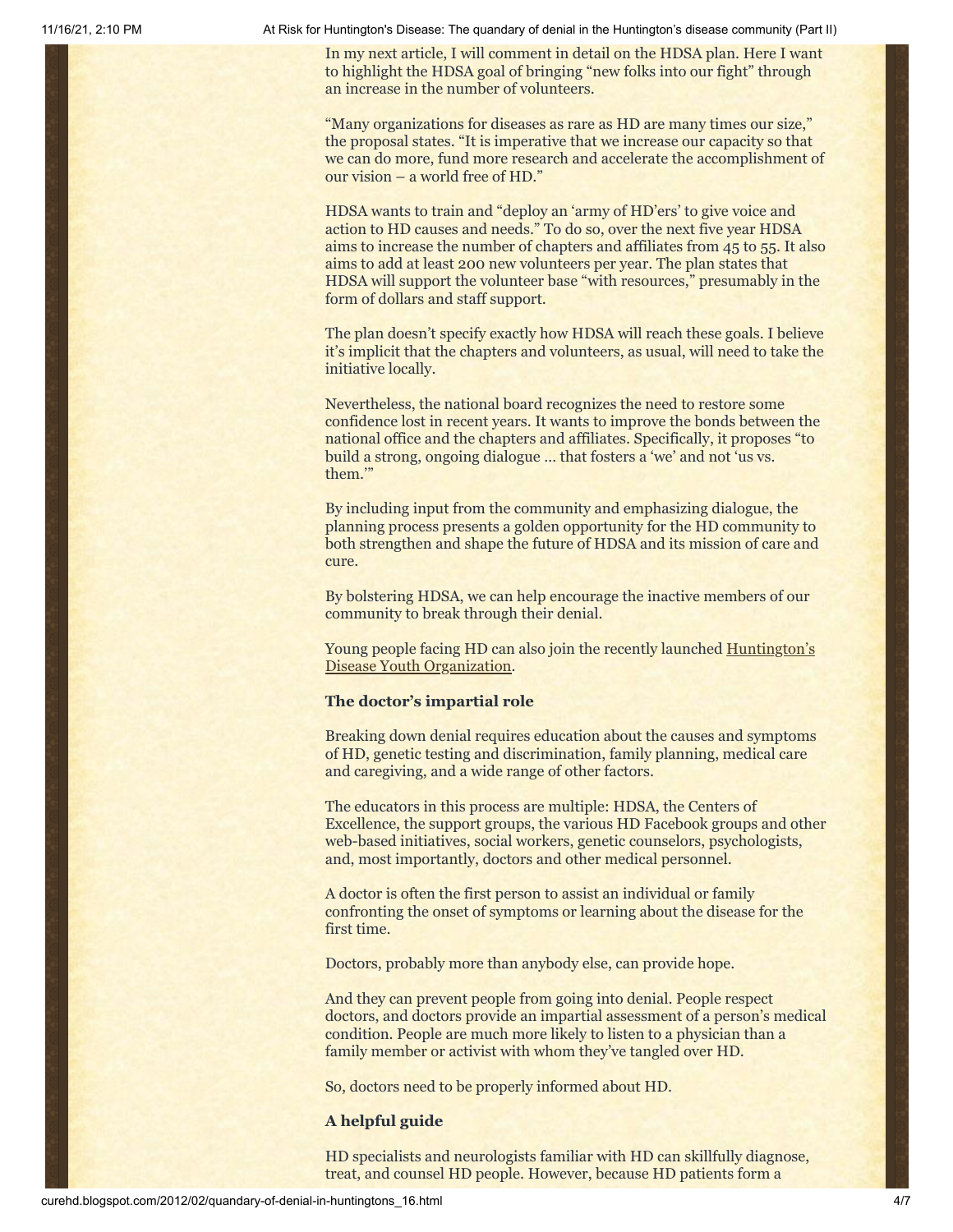In my next article, I will comment in detail on the HDSA plan. Here I want to highlight the HDSA goal of bringing "new folks into our fight" through an increase in the number of volunteers.

"Many organizations for diseases as rare as HD are many times our size," the proposal states. "It is imperative that we increase our capacity so that we can do more, fund more research and accelerate the accomplishment of our vision – a world free of HD."

HDSA wants to train and "deploy an 'army of HD'ers' to give voice and action to HD causes and needs." To do so, over the next five year HDSA aims to increase the number of chapters and affiliates from 45 to 55. It also aims to add at least 200 new volunteers per year. The plan states that HDSA will support the volunteer base "with resources," presumably in the form of dollars and staff support.

The plan doesn't specify exactly how HDSA will reach these goals. I believe it's implicit that the chapters and volunteers, as usual, will need to take the initiative locally.

Nevertheless, the national board recognizes the need to restore some confidence lost in recent years. It wants to improve the bonds between the national office and the chapters and affiliates. Specifically, it proposes "to build a strong, ongoing dialogue ... that fosters a 'we' and not 'us vs. them.'"

By including input from the community and emphasizing dialogue, the planning process presents a golden opportunity for the HD community to both strengthen and shape the future of HDSA and its mission of care and cure.

By bolstering HDSA, we can help encourage the inactive members of our community to break through their denial.

Young people facing HD can also join the recently launched Huntington's Disease Youth Organization.

### The doctor's impartial role

Breaking down denial requires education about the causes and symptoms of HD, genetic testing and discrimination, family planning, medical care and caregiving, and a wide range of other factors.

The educators in this process are multiple: HDSA, the Centers of Excellence, the support groups, the various HD Facebook groups and other web-based initiatives, social workers, genetic counselors, psychologists, and, most importantly, doctors and other medical personnel.

A doctor is often the first person to assist an individual or family confronting the onset of symptoms or learning about the disease for the first time.

Doctors, probably more than anybody else, can provide hope.

And they can prevent people from going into denial. People respect doctors, and doctors provide an impartial assessment of a person's medical condition. People are much more likely to listen to a physician than a family member or activist with whom they've tangled over HD.

So, doctors need to be properly informed about HD.

### A helpful guide

HD specialists and neurologists familiar with HD can skillfully diagnose, treat, and counsel HD people. However, because HD patients form a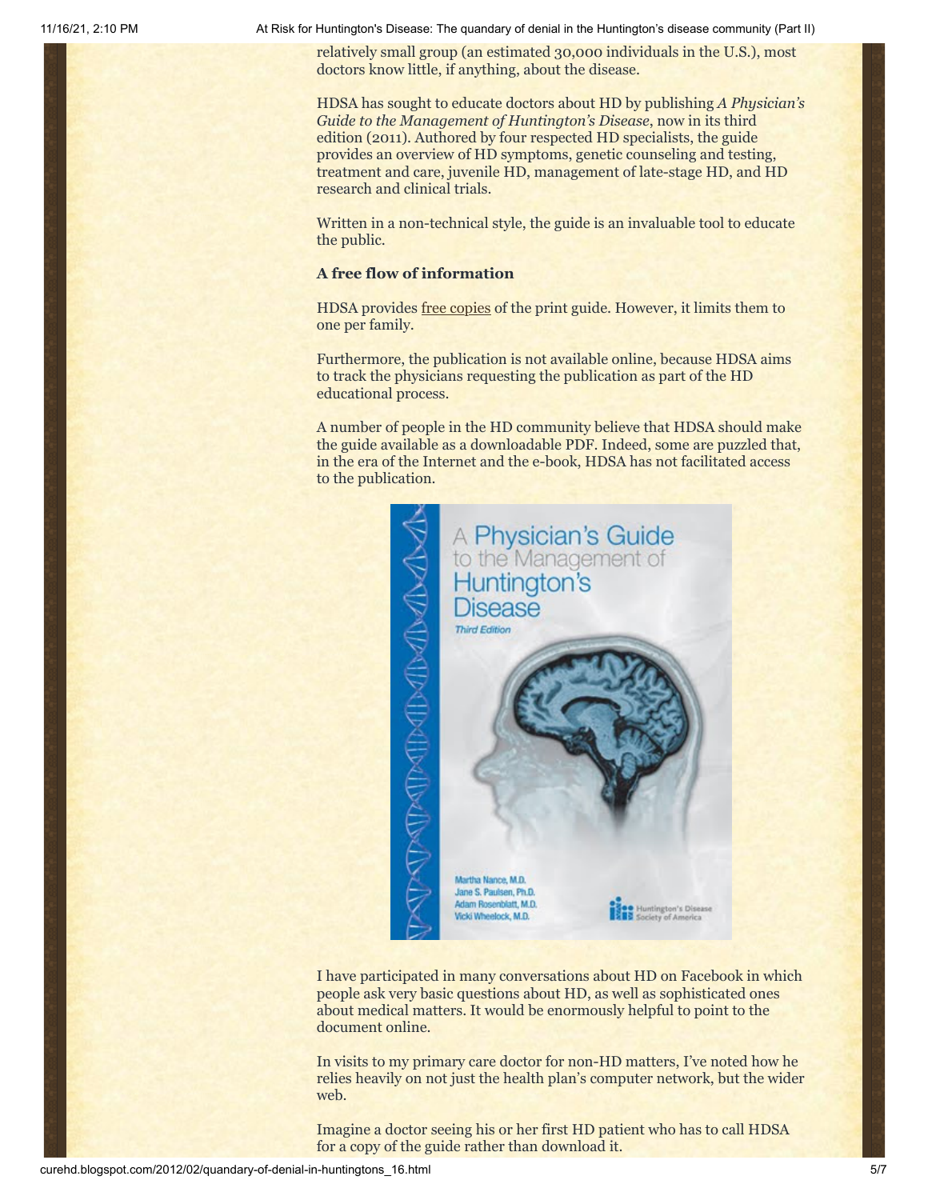relatively small group (an estimated 30,000 individuals in the U.S.), most doctors know little, if anything, about the disease.

HDSA has sought to educate doctors about HD by publishing *A Physician's Guide to the Management of Huntington's Disease*, now in its third edition (2011). Authored by four respected HD specialists, the guide provides an overview of HD symptoms, genetic counseling and testing, treatment and care, juvenile HD, management of late-stage HD, and HD research and clinical trials.

Written in a non-technical style, the guide is an invaluable tool to educate the public.

**A free flow of information**

HDSA provides free copies of the print guide. However, it limits them to one per family.

Furthermore, the publication is not available online, because HDSA aims to track the physicians requesting the publication as part of the HD educational process.

A number of people in the HD community believe that HDSA should make the guide available as a downloadable PDF. Indeed, some are puzzled that, in the era of the Internet and the e-book, HDSA has not facilitated access to the publication.

I have participated in many conversations about HD on Facebook in which people ask very basic questions about HD, as well as sophisticated ones about medical matters. It would be enormously helpful to point to the document online.

In visits to my primary care doctor for non-HD matters, I've noted how he relies heavily on not just the health plan's computer network, but the wider web.

Imagine a doctor seeing his or her first HD patient who has to call HDSA for a copy of the guide rather than download it.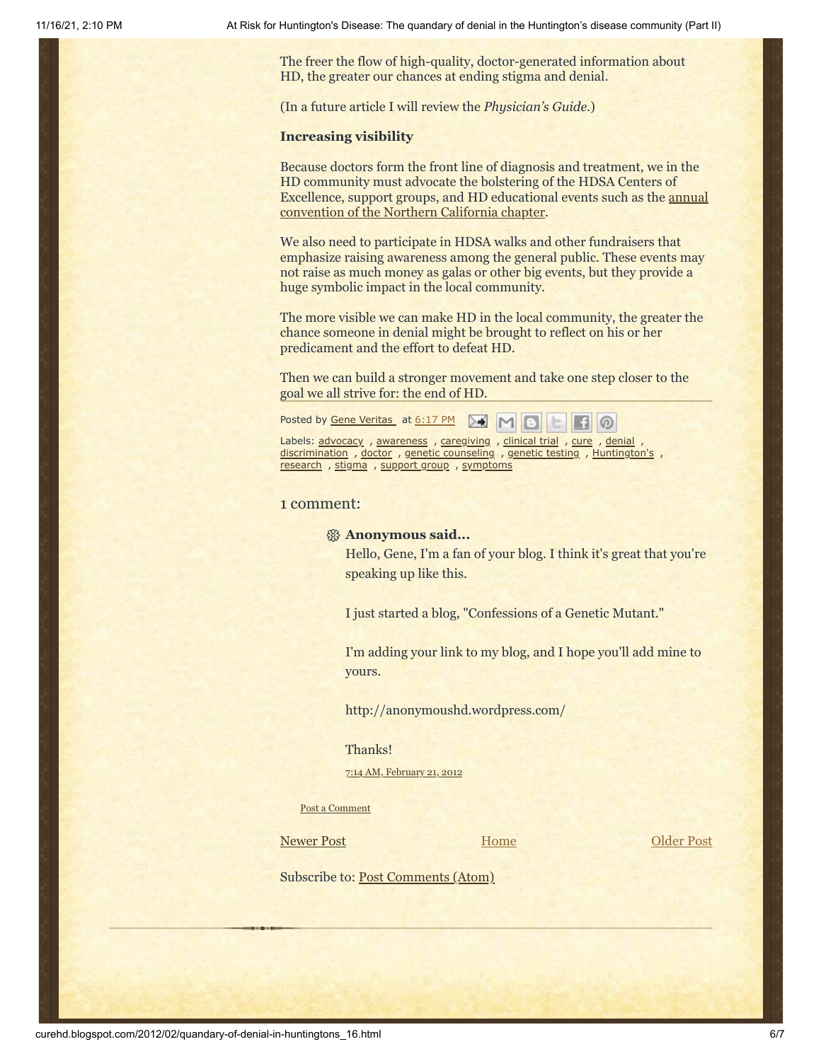The freer the flow of high-quality, doctor-generated information about HD, the greater our chances at ending stigma and denial.

(In a future article I will review the *Physician's Guide*.)

**Increasing visibility**

Because doctors form the front line of diagnosis and treatment, we in the HD community must advocate the bolstering of the HDSA Centers of Excellence, support groups, and HD educational events such as the annual convention of the Northern California chapter.

We also need to participate in HDSA walks and other fundraisers that emphasize raising awareness among the general public. These events may not raise as much money as galas or other big events, but they provide a huge symbolic impact in the local community.

The more visible we can make HD in the local community, the greater the chance someone in denial might be brought to reflect on his or her predicament and the effort to defeat HD.

Then we can build a stronger movement and take one step closer to the goal we all strive for: the end of HD.

Posted by Gene Veritas at 6:17 PM

Labels: advocacy, awareness, caregiving, clinical trial, cure, denial, discrimination, doctor, genetic counseling, genetic testing, Huntington's, research, stigma, support group, symptoms

## 1 comment:

**Anonymous said...**

Hello, Gene, I'm a fan of your blog. I think it's great that you're speaking up like this.

I just started a blog, "Confessions of a Genetic Mutant."

I'm adding your link to my blog, and I hope you'll add mine to yours.

http://anonymoushd.wordpress.com/

Thanks!

7:14 AM, February 21, 2012

Post a Comment

Newer Post | Home | Older Post

Subscribe to: Post Comments (Atom)